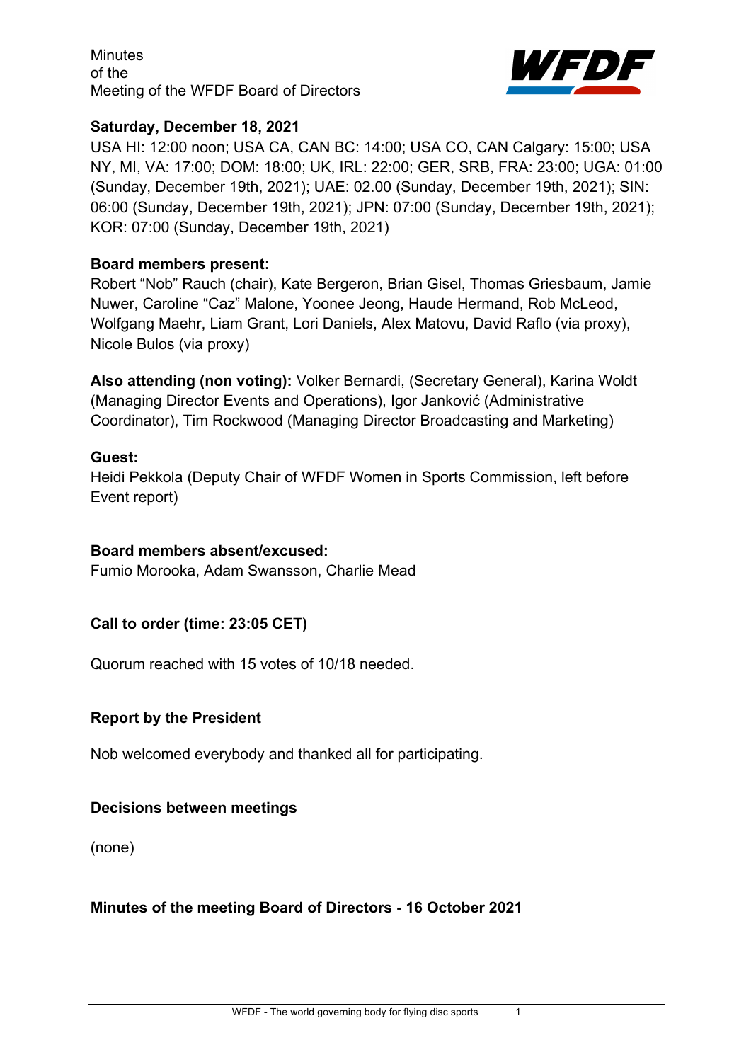Minutes
of the
Meeting of the WFDF Board of Directors

**Saturday, December 18, 2021**

USA HI: 12:00 noon; USA CA, CAN BC: 14:00; USA CO, CAN Calgary: 15:00; USA NY, MI, VA: 17:00; DOM: 18:00; UK, IRL: 22:00; GER, SRB, FRA: 23:00; UGA: 01:00 (Sunday, December 19th, 2021); UAE: 02.00 (Sunday, December 19th, 2021); SIN: 06:00 (Sunday, December 19th, 2021); JPN: 07:00 (Sunday, December 19th, 2021); KOR: 07:00 (Sunday, December 19th, 2021)

**Board members present:**
Robert "Nob" Rauch (chair), Kate Bergeron, Brian Gisel, Thomas Griesbaum, Jamie Nuwer, Caroline "Caz" Malone, Yoonee Jeong, Haude Hermand, Rob McLeod, Wolfgang Maehr, Liam Grant, Lori Daniels, Alex Matovu, David Raflo (via proxy), Nicole Bulos (via proxy)

**Also attending (non voting):** Volker Bernardi, (Secretary General), Karina Woldt (Managing Director Events and Operations), Igor Janković (Administrative Coordinator), Tim Rockwood (Managing Director Broadcasting and Marketing)

**Guest:**
Heidi Pekkola (Deputy Chair of WFDF Women in Sports Commission, left before Event report)

**Board members absent/excused:**
Fumio Morooka, Adam Swansson, Charlie Mead

**Call to order (time: 23:05 CET)**

Quorum reached with 15 votes of 10/18 needed.

**Report by the President**

Nob welcomed everybody and thanked all for participating.

**Decisions between meetings**

(none)

**Minutes of the meeting Board of Directors - 16 October 2021**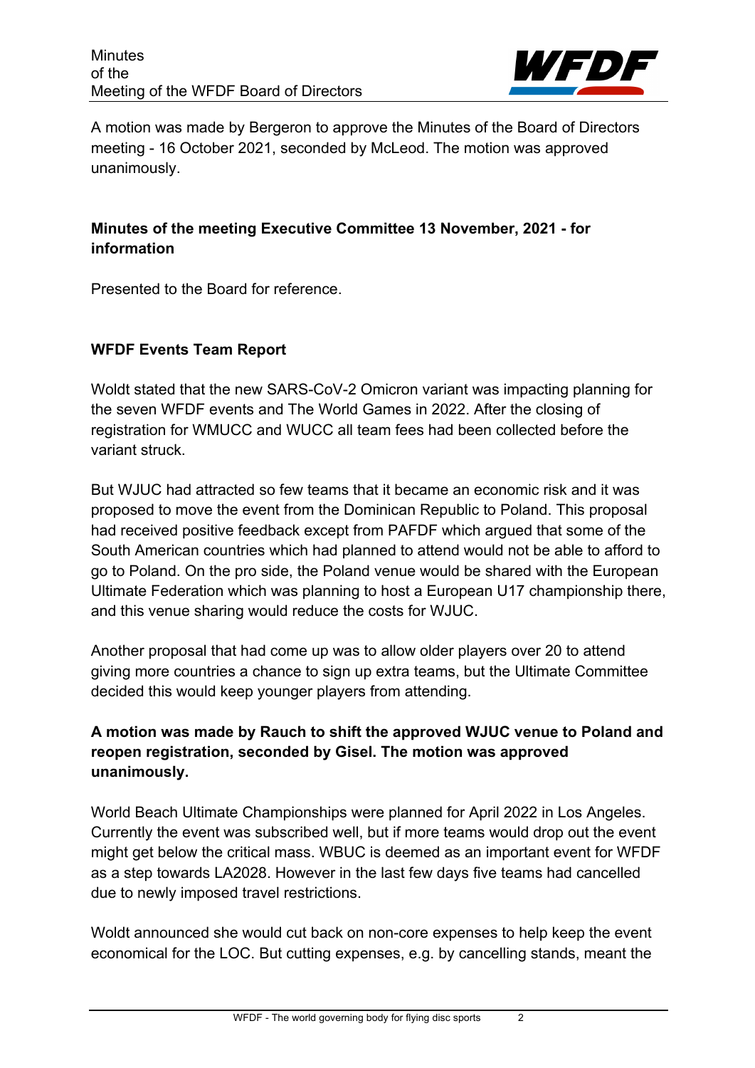A motion was made by Bergeron to approve the Minutes of the Board of Directors meeting - 16 October 2021, seconded by McLeod. The motion was approved unanimously.

### Minutes of the meeting Executive Committee 13 November, 2021 - for information

Presented to the Board for reference.

### WFDF Events Team Report

Woldt stated that the new SARS-CoV-2 Omicron variant was impacting planning for the seven WFDF events and The World Games in 2022. After the closing of registration for WMUCC and WUCC all team fees had been collected before the variant struck.

But WJUC had attracted so few teams that it became an economic risk and it was proposed to move the event from the Dominican Republic to Poland. This proposal had received positive feedback except from PAFDF which argued that some of the South American countries which had planned to attend would not be able to afford to go to Poland. On the pro side, the Poland venue would be shared with the European Ultimate Federation which was planning to host a European U17 championship there, and this venue sharing would reduce the costs for WJUC.

Another proposal that had come up was to allow older players over 20 to attend giving more countries a chance to sign up extra teams, but the Ultimate Committee decided this would keep younger players from attending.

**A motion was made by Rauch to shift the approved WJUC venue to Poland and reopen registration, seconded by Gisel. The motion was approved unanimously.**

World Beach Ultimate Championships were planned for April 2022 in Los Angeles. Currently the event was subscribed well, but if more teams would drop out the event might get below the critical mass. WBUC is deemed as an important event for WFDF as a step towards LA2028. However in the last few days five teams had cancelled due to newly imposed travel restrictions.

Woldt announced she would cut back on non-core expenses to help keep the event economical for the LOC. But cutting expenses, e.g. by cancelling stands, meant the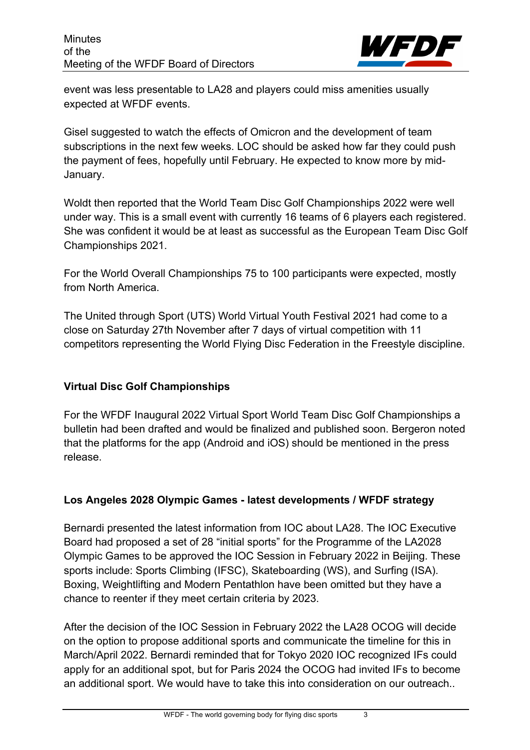event was less presentable to LA28 and players could miss amenities usually expected at WFDF events.

Gisel suggested to watch the effects of Omicron and the development of team subscriptions in the next few weeks. LOC should be asked how far they could push the payment of fees, hopefully until February. He expected to know more by mid-January.

Woldt then reported that the World Team Disc Golf Championships 2022 were well under way. This is a small event with currently 16 teams of 6 players each registered. She was confident it would be at least as successful as the European Team Disc Golf Championships 2021.

For the World Overall Championships 75 to 100 participants were expected, mostly from North America.

The United through Sport (UTS) World Virtual Youth Festival 2021 had come to a close on Saturday 27th November after 7 days of virtual competition with 11 competitors representing the World Flying Disc Federation in the Freestyle discipline.

**Virtual Disc Golf Championships**

For the WFDF Inaugural 2022 Virtual Sport World Team Disc Golf Championships a bulletin had been drafted and would be finalized and published soon. Bergeron noted that the platforms for the app (Android and iOS) should be mentioned in the press release.

**Los Angeles 2028 Olympic Games - latest developments / WFDF strategy**

Bernardi presented the latest information from IOC about LA28. The IOC Executive Board had proposed a set of 28 "initial sports" for the Programme of the LA2028 Olympic Games to be approved the IOC Session in February 2022 in Beijing. These sports include: Sports Climbing (IFSC), Skateboarding (WS), and Surfing (ISA). Boxing, Weightlifting and Modern Pentathlon have been omitted but they have a chance to reenter if they meet certain criteria by 2023.

After the decision of the IOC Session in February 2022 the LA28 OCOG will decide on the option to propose additional sports and communicate the timeline for this in March/April 2022. Bernardi reminded that for Tokyo 2020 IOC recognized IFs could apply for an additional spot, but for Paris 2024 the OCOG had invited IFs to become an additional sport. We would have to take this into consideration on our outreach..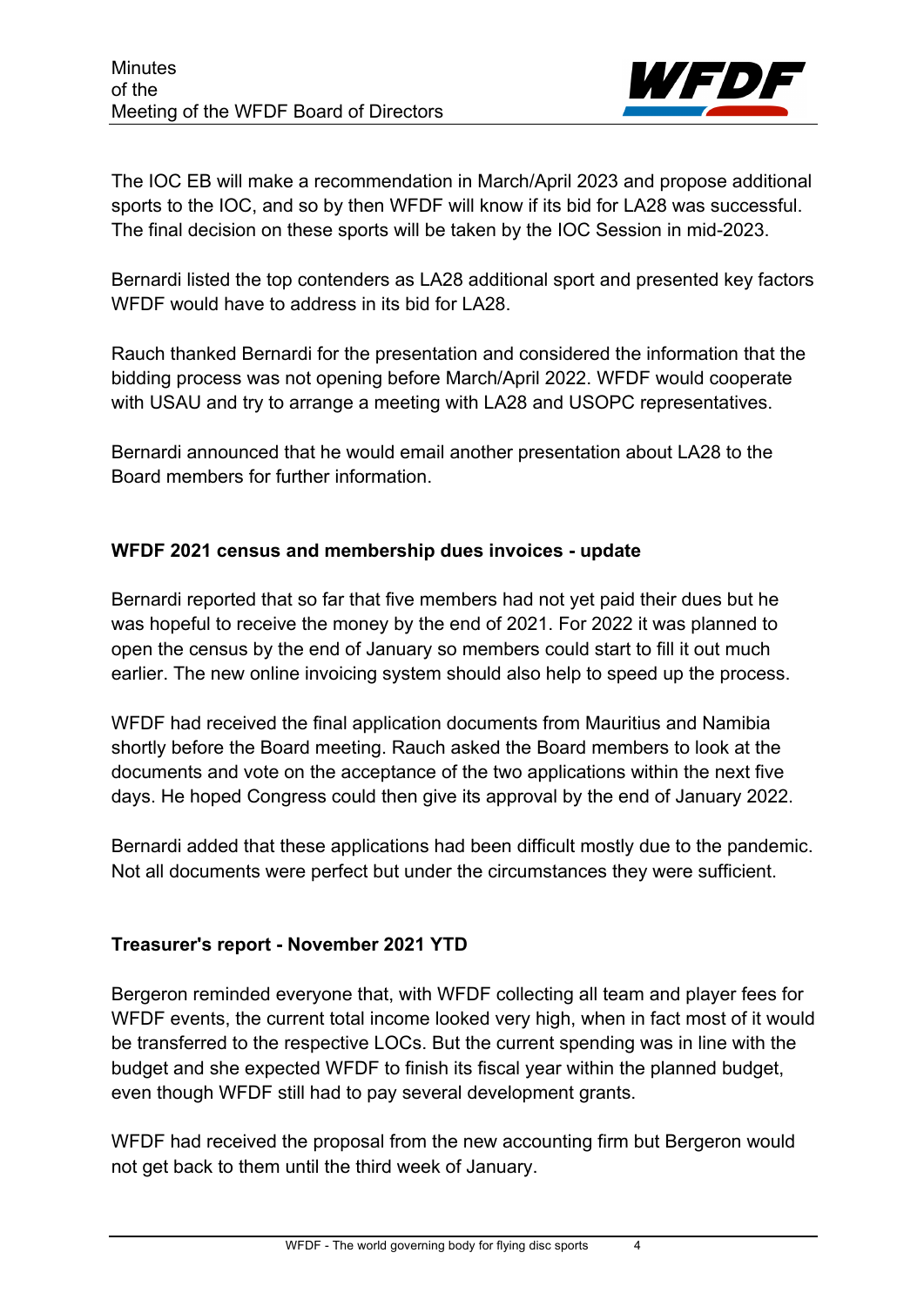The IOC EB will make a recommendation in March/April 2023 and propose additional sports to the IOC, and so by then WFDF will know if its bid for LA28 was successful. The final decision on these sports will be taken by the IOC Session in mid-2023.

Bernardi listed the top contenders as LA28 additional sport and presented key factors WFDF would have to address in its bid for LA28.

Rauch thanked Bernardi for the presentation and considered the information that the bidding process was not opening before March/April 2022. WFDF would cooperate with USAU and try to arrange a meeting with LA28 and USOPC representatives.

Bernardi announced that he would email another presentation about LA28 to the Board members for further information.

**WFDF 2021 census and membership dues invoices - update**

Bernardi reported that so far that five members had not yet paid their dues but he was hopeful to receive the money by the end of 2021. For 2022 it was planned to open the census by the end of January so members could start to fill it out much earlier. The new online invoicing system should also help to speed up the process.

WFDF had received the final application documents from Mauritius and Namibia shortly before the Board meeting. Rauch asked the Board members to look at the documents and vote on the acceptance of the two applications within the next five days. He hoped Congress could then give its approval by the end of January 2022.

Bernardi added that these applications had been difficult mostly due to the pandemic. Not all documents were perfect but under the circumstances they were sufficient.

**Treasurer's report - November 2021 YTD**

Bergeron reminded everyone that, with WFDF collecting all team and player fees for WFDF events, the current total income looked very high, when in fact most of it would be transferred to the respective LOCs. But the current spending was in line with the budget and she expected WFDF to finish its fiscal year within the planned budget, even though WFDF still had to pay several development grants.

WFDF had received the proposal from the new accounting firm but Bergeron would not get back to them until the third week of January.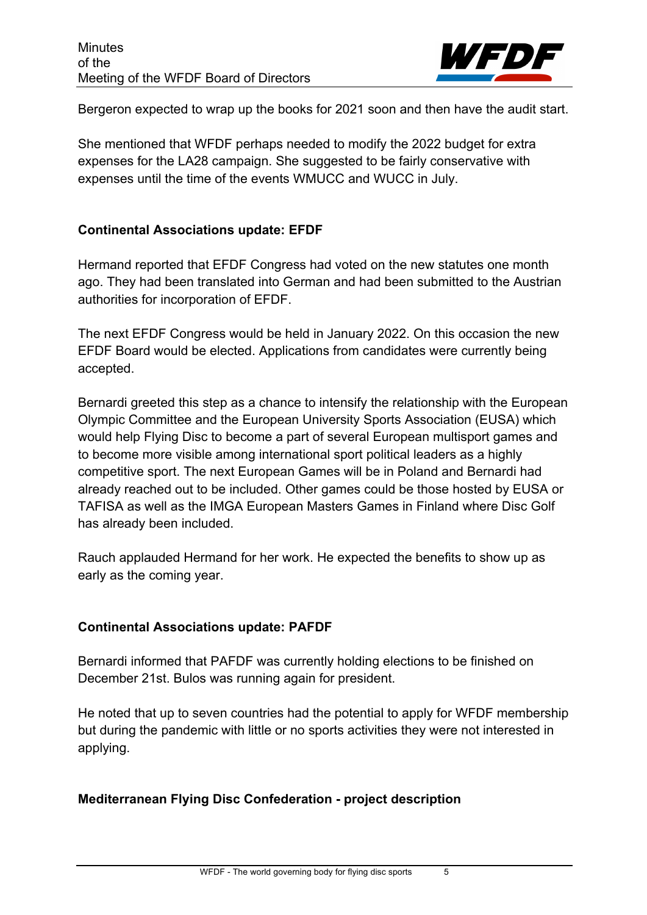Bergeron expected to wrap up the books for 2021 soon and then have the audit start.

She mentioned that WFDF perhaps needed to modify the 2022 budget for extra expenses for the LA28 campaign. She suggested to be fairly conservative with expenses until the time of the events WMUCC and WUCC in July.

**Continental Associations update: EFDF**

Hermand reported that EFDF Congress had voted on the new statutes one month ago. They had been translated into German and had been submitted to the Austrian authorities for incorporation of EFDF.

The next EFDF Congress would be held in January 2022. On this occasion the new EFDF Board would be elected. Applications from candidates were currently being accepted.

Bernardi greeted this step as a chance to intensify the relationship with the European Olympic Committee and the European University Sports Association (EUSA) which would help Flying Disc to become a part of several European multisport games and to become more visible among international sport political leaders as a highly competitive sport. The next European Games will be in Poland and Bernardi had already reached out to be included. Other games could be those hosted by EUSA or TAFISA as well as the IMGA European Masters Games in Finland where Disc Golf has already been included.

Rauch applauded Hermand for her work. He expected the benefits to show up as early as the coming year.

**Continental Associations update: PAFDF**

Bernardi informed that PAFDF was currently holding elections to be finished on December 21st. Bulos was running again for president.

He noted that up to seven countries had the potential to apply for WFDF membership but during the pandemic with little or no sports activities they were not interested in applying.

**Mediterranean Flying Disc Confederation - project description**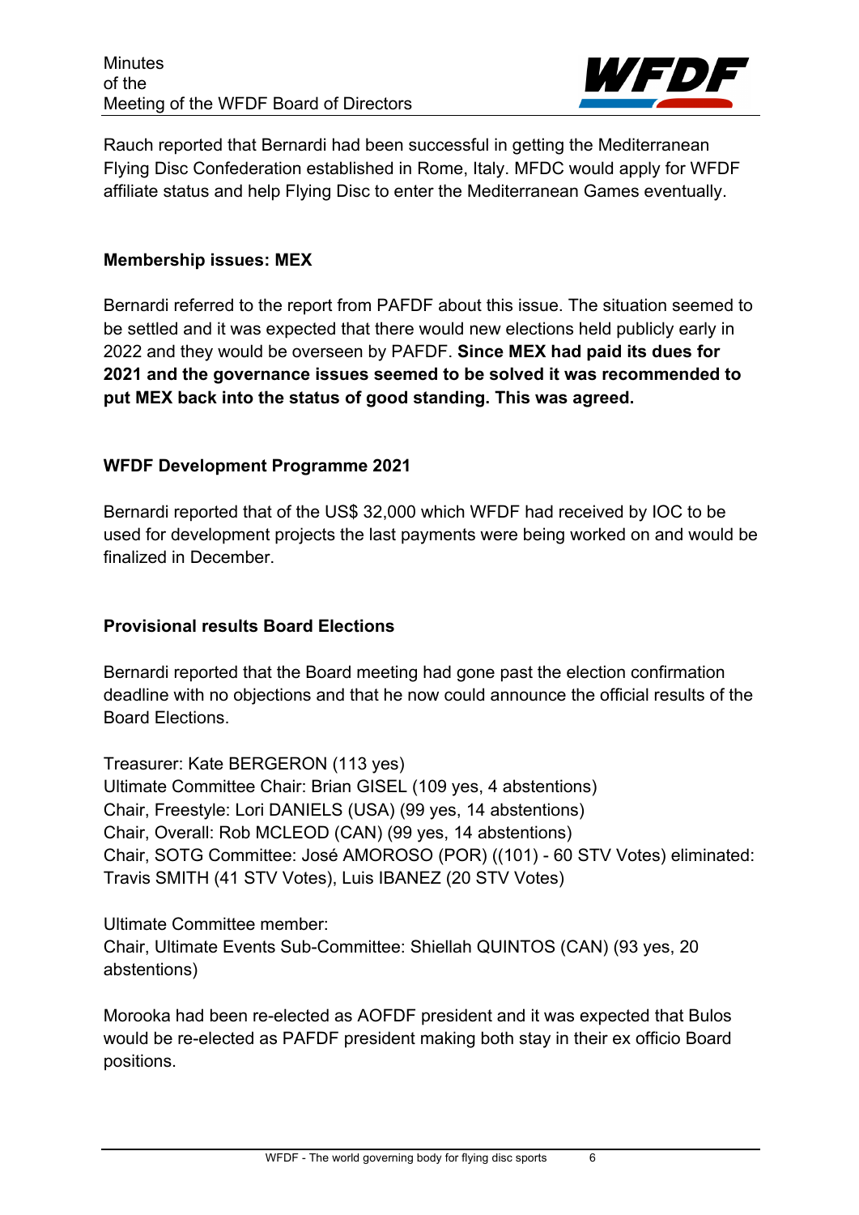Rauch reported that Bernardi had been successful in getting the Mediterranean Flying Disc Confederation established in Rome, Italy. MFDC would apply for WFDF affiliate status and help Flying Disc to enter the Mediterranean Games eventually.

**Membership issues: MEX**

Bernardi referred to the report from PAFDF about this issue. The situation seemed to be settled and it was expected that there would new elections held publicly early in 2022 and they would be overseen by PAFDF. **Since MEX had paid its dues for 2021 and the governance issues seemed to be solved it was recommended to put MEX back into the status of good standing. This was agreed.**

**WFDF Development Programme 2021**

Bernardi reported that of the US$ 32,000 which WFDF had received by IOC to be used for development projects the last payments were being worked on and would be finalized in December.

**Provisional results Board Elections**

Bernardi reported that the Board meeting had gone past the election confirmation deadline with no objections and that he now could announce the official results of the Board Elections.

Treasurer: Kate BERGERON (113 yes)
Ultimate Committee Chair: Brian GISEL (109 yes, 4 abstentions)
Chair, Freestyle: Lori DANIELS (USA) (99 yes, 14 abstentions)
Chair, Overall: Rob MCLEOD (CAN) (99 yes, 14 abstentions)
Chair, SOTG Committee: José AMOROSO (POR) ((101) - 60 STV Votes) eliminated: Travis SMITH (41 STV Votes), Luis IBANEZ (20 STV Votes)

Ultimate Committee member:
Chair, Ultimate Events Sub-Committee: Shiellah QUINTOS (CAN) (93 yes, 20 abstentions)

Morooka had been re-elected as AOFDF president and it was expected that Bulos would be re-elected as PAFDF president making both stay in their ex officio Board positions.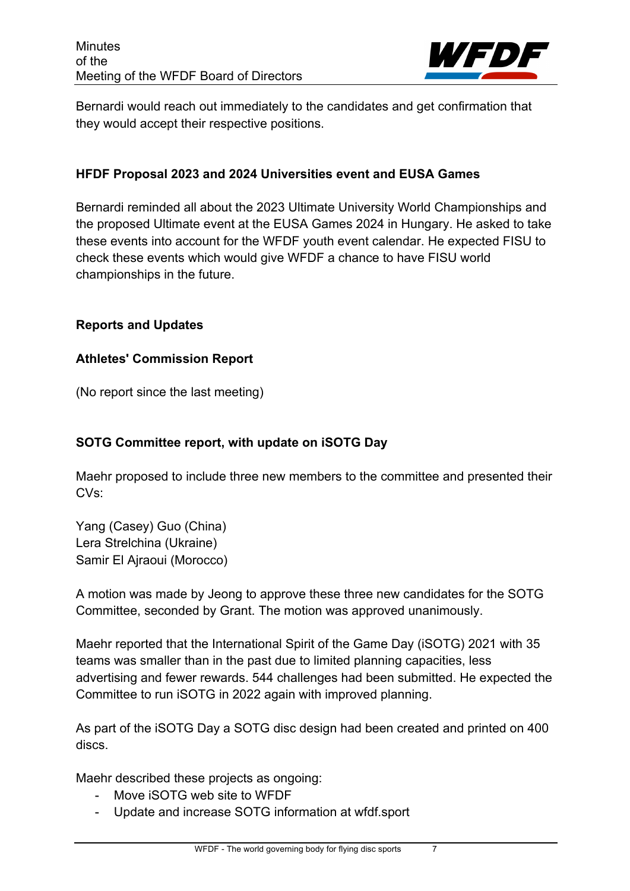Bernardi would reach out immediately to the candidates and get confirmation that they would accept their respective positions.

**HFDF Proposal 2023 and 2024 Universities event and EUSA Games**

Bernardi reminded all about the 2023 Ultimate University World Championships and the proposed Ultimate event at the EUSA Games 2024 in Hungary. He asked to take these events into account for the WFDF youth event calendar. He expected FISU to check these events which would give WFDF a chance to have FISU world championships in the future.

**Reports and Updates**

**Athletes' Commission Report**

(No report since the last meeting)

**SOTG Committee report, with update on iSOTG Day**

Maehr proposed to include three new members to the committee and presented their CVs:

Yang (Casey) Guo (China)
Lera Strelchina (Ukraine)
Samir El Ajraoui (Morocco)

A motion was made by Jeong to approve these three new candidates for the SOTG Committee, seconded by Grant. The motion was approved unanimously.

Maehr reported that the International Spirit of the Game Day (iSOTG) 2021 with 35 teams was smaller than in the past due to limited planning capacities, less advertising and fewer rewards. 544 challenges had been submitted. He expected the Committee to run iSOTG in 2022 again with improved planning.

As part of the iSOTG Day a SOTG disc design had been created and printed on 400 discs.

Maehr described these projects as ongoing:

- Move iSOTG web site to WFDF
- Update and increase SOTG information at wfdf.sport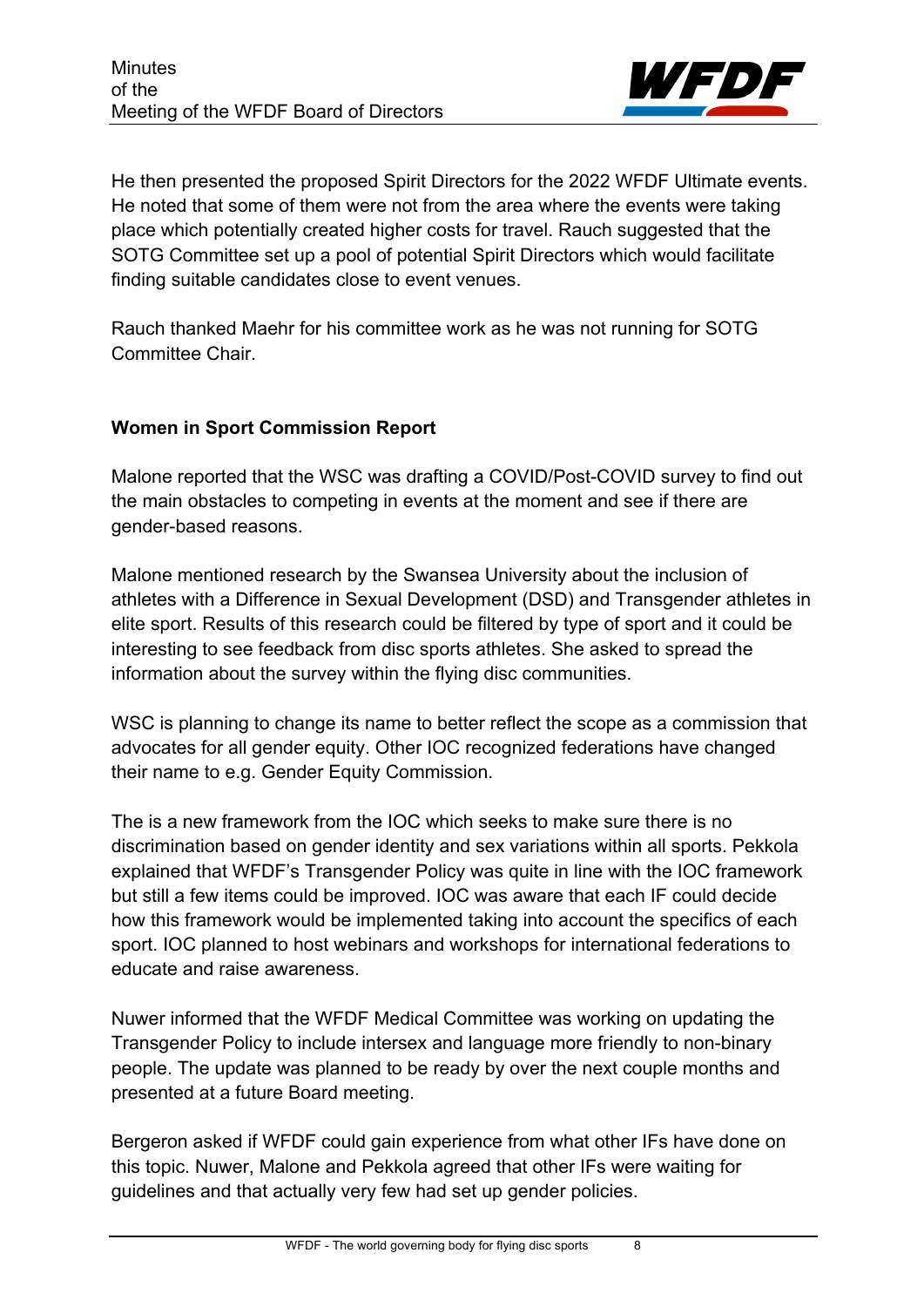He then presented the proposed Spirit Directors for the 2022 WFDF Ultimate events. He noted that some of them were not from the area where the events were taking place which potentially created higher costs for travel. Rauch suggested that the SOTG Committee set up a pool of potential Spirit Directors which would facilitate finding suitable candidates close to event venues.

Rauch thanked Maehr for his committee work as he was not running for SOTG Committee Chair.

**Women in Sport Commission Report**

Malone reported that the WSC was drafting a COVID/Post-COVID survey to find out the main obstacles to competing in events at the moment and see if there are gender-based reasons.

Malone mentioned research by the Swansea University about the inclusion of athletes with a Difference in Sexual Development (DSD) and Transgender athletes in elite sport. Results of this research could be filtered by type of sport and it could be interesting to see feedback from disc sports athletes. She asked to spread the information about the survey within the flying disc communities.

WSC is planning to change its name to better reflect the scope as a commission that advocates for all gender equity. Other IOC recognized federations have changed their name to e.g. Gender Equity Commission.

The is a new framework from the IOC which seeks to make sure there is no discrimination based on gender identity and sex variations within all sports. Pekkola explained that WFDF's Transgender Policy was quite in line with the IOC framework but still a few items could be improved. IOC was aware that each IF could decide how this framework would be implemented taking into account the specifics of each sport. IOC planned to host webinars and workshops for international federations to educate and raise awareness.

Nuwer informed that the WFDF Medical Committee was working on updating the Transgender Policy to include intersex and language more friendly to non-binary people. The update was planned to be ready by over the next couple months and presented at a future Board meeting.

Bergeron asked if WFDF could gain experience from what other IFs have done on this topic. Nuwer, Malone and Pekkola agreed that other IFs were waiting for guidelines and that actually very few had set up gender policies.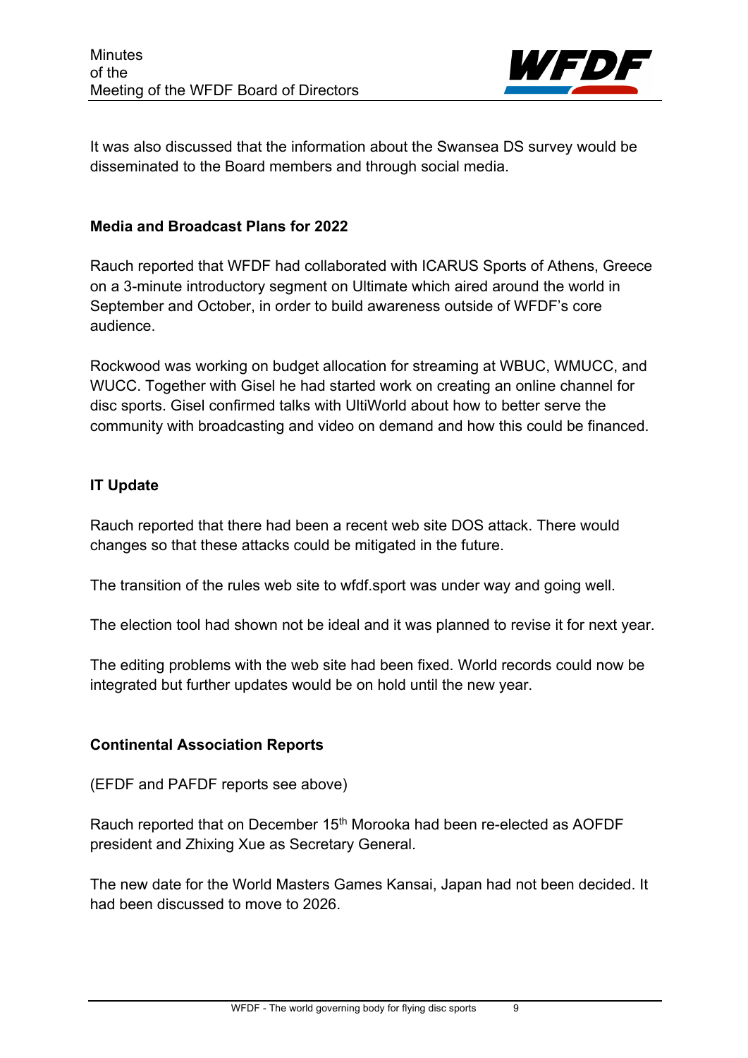It was also discussed that the information about the Swansea DS survey would be disseminated to the Board members and through social media.

**Media and Broadcast Plans for 2022**

Rauch reported that WFDF had collaborated with ICARUS Sports of Athens, Greece on a 3-minute introductory segment on Ultimate which aired around the world in September and October, in order to build awareness outside of WFDF's core audience.

Rockwood was working on budget allocation for streaming at WBUC, WMUCC, and WUCC. Together with Gisel he had started work on creating an online channel for disc sports. Gisel confirmed talks with UltiWorld about how to better serve the community with broadcasting and video on demand and how this could be financed.

**IT Update**

Rauch reported that there had been a recent web site DOS attack. There would changes so that these attacks could be mitigated in the future.

The transition of the rules web site to wfdf.sport was under way and going well.

The election tool had shown not be ideal and it was planned to revise it for next year.

The editing problems with the web site had been fixed. World records could now be integrated but further updates would be on hold until the new year.

**Continental Association Reports**

(EFDF and PAFDF reports see above)

Rauch reported that on December 15th Morooka had been re-elected as AOFDF president and Zhixing Xue as Secretary General.

The new date for the World Masters Games Kansai, Japan had not been decided. It had been discussed to move to 2026.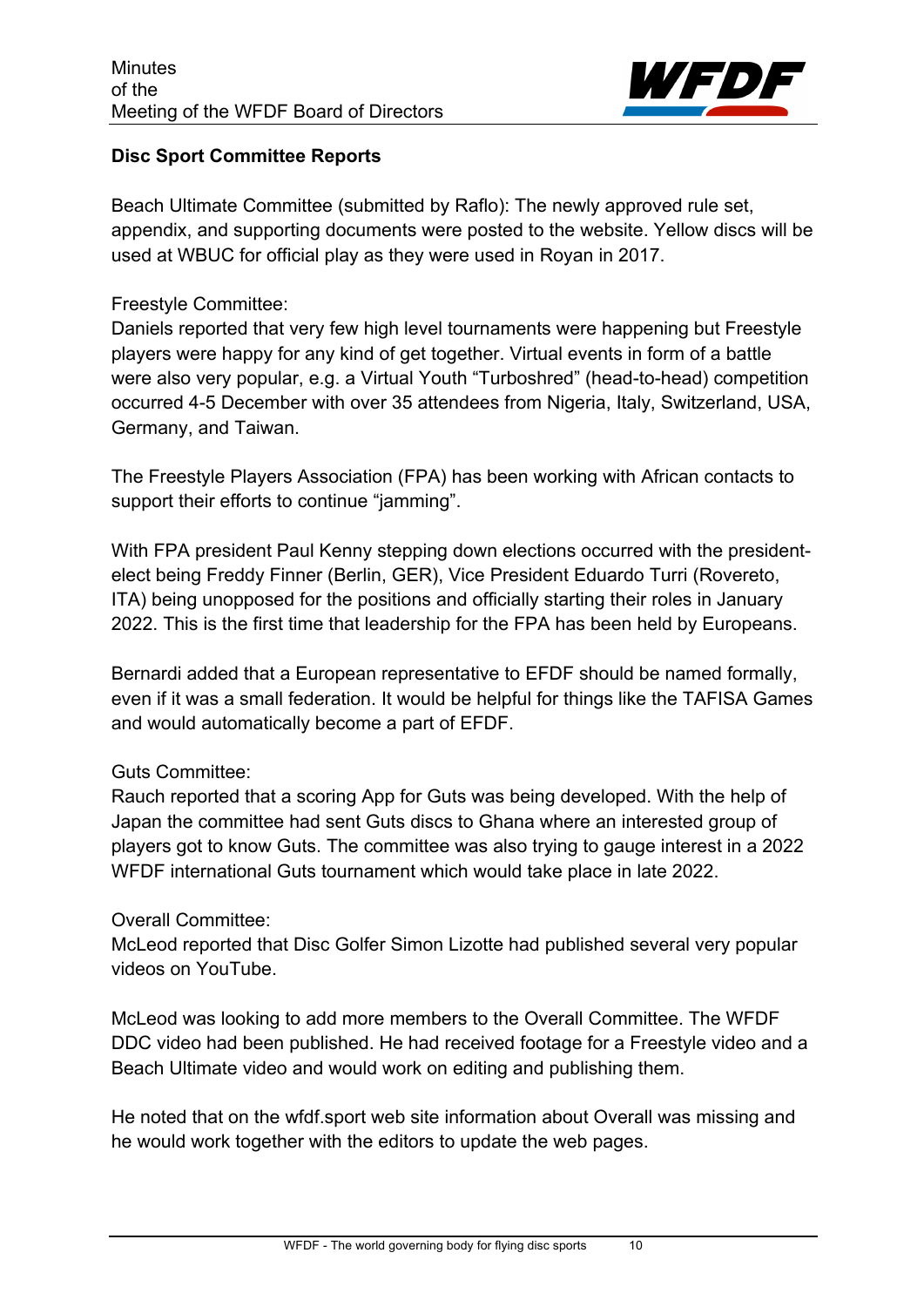## Disc Sport Committee Reports

Beach Ultimate Committee (submitted by Raflo): The newly approved rule set, appendix, and supporting documents were posted to the website. Yellow discs will be used at WBUC for official play as they were used in Royan in 2017.

Freestyle Committee:
Daniels reported that very few high level tournaments were happening but Freestyle players were happy for any kind of get together. Virtual events in form of a battle were also very popular, e.g. a Virtual Youth "Turboshred" (head-to-head) competition occurred 4-5 December with over 35 attendees from Nigeria, Italy, Switzerland, USA, Germany, and Taiwan.

The Freestyle Players Association (FPA) has been working with African contacts to support their efforts to continue "jamming".

With FPA president Paul Kenny stepping down elections occurred with the president-elect being Freddy Finner (Berlin, GER), Vice President Eduardo Turri (Rovereto, ITA) being unopposed for the positions and officially starting their roles in January 2022. This is the first time that leadership for the FPA has been held by Europeans.

Bernardi added that a European representative to EFDF should be named formally, even if it was a small federation. It would be helpful for things like the TAFISA Games and would automatically become a part of EFDF.

Guts Committee:
Rauch reported that a scoring App for Guts was being developed. With the help of Japan the committee had sent Guts discs to Ghana where an interested group of players got to know Guts. The committee was also trying to gauge interest in a 2022 WFDF international Guts tournament which would take place in late 2022.

Overall Committee:
McLeod reported that Disc Golfer Simon Lizotte had published several very popular videos on YouTube.

McLeod was looking to add more members to the Overall Committee. The WFDF DDC video had been published. He had received footage for a Freestyle video and a Beach Ultimate video and would work on editing and publishing them.

He noted that on the wfdf.sport web site information about Overall was missing and he would work together with the editors to update the web pages.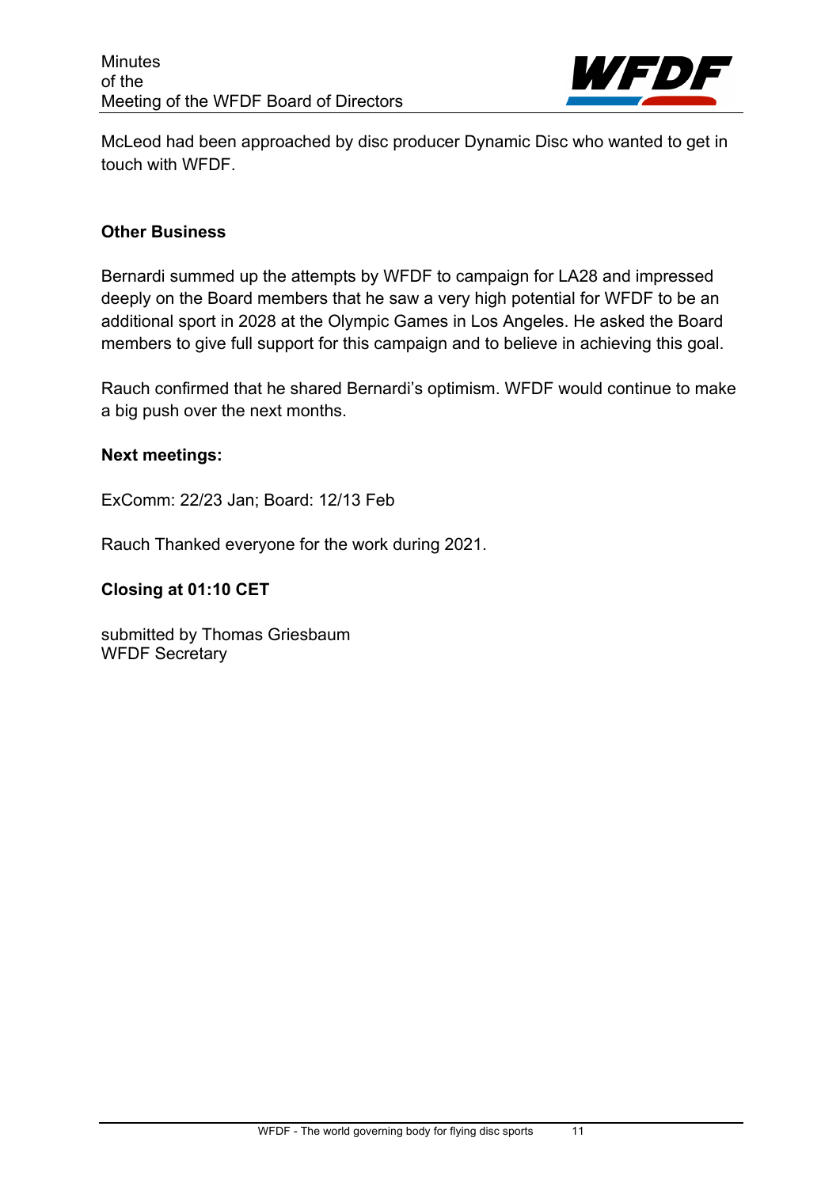McLeod had been approached by disc producer Dynamic Disc who wanted to get in touch with WFDF.

**Other Business**

Bernardi summed up the attempts by WFDF to campaign for LA28 and impressed deeply on the Board members that he saw a very high potential for WFDF to be an additional sport in 2028 at the Olympic Games in Los Angeles. He asked the Board members to give full support for this campaign and to believe in achieving this goal.

Rauch confirmed that he shared Bernardi's optimism. WFDF would continue to make a big push over the next months.

**Next meetings:**

ExComm: 22/23 Jan; Board: 12/13 Feb

Rauch Thanked everyone for the work during 2021.

**Closing at 01:10 CET**

submitted by Thomas Griesbaum
WFDF Secretary